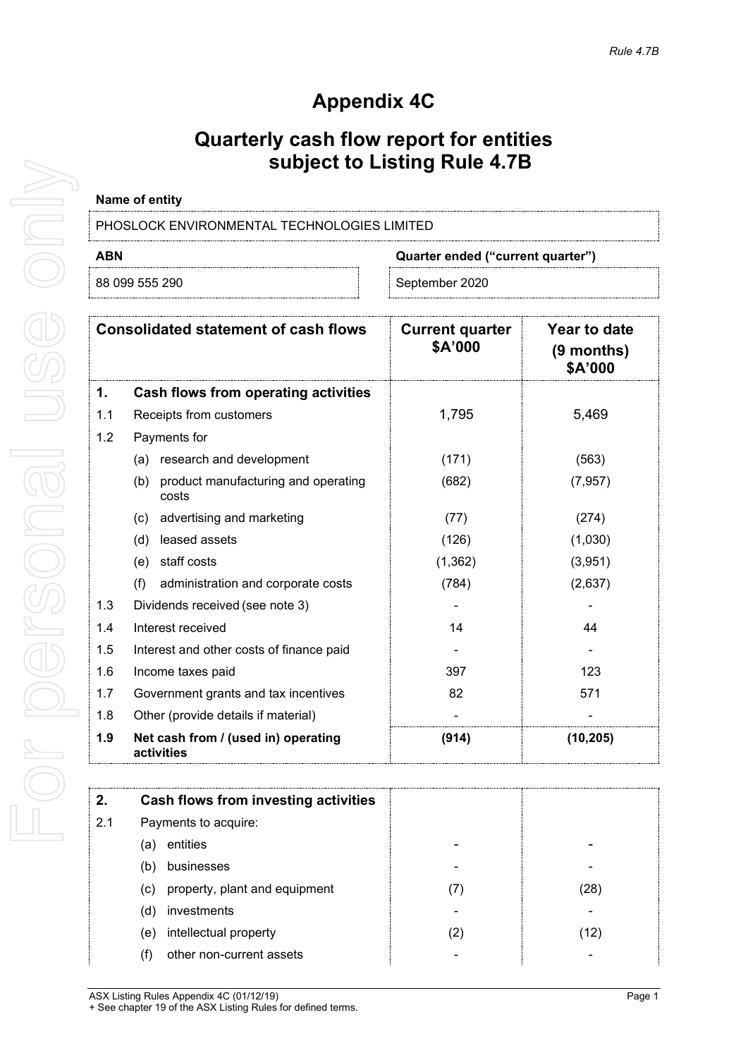# Appendix 4C

# Quarterly cash flow report for entities subject to Listing Rule 4.7B

**Name of entity**

PHOSLOCK ENVIRONMENTAL TECHNOLOGIES LIMITED

| ABN | Quarter ended ("current quarter") |
|---|---|
| 88 099 555 290 | September 2020 |

| | **Consolidated statement of cash flows** | **Current quarter $A'000** | **Year to date (9 months) $A'000** |
|---|---|---|---|
| **1.** | **Cash flows from operating activities** | | |
| 1.1 | Receipts from customers | 1,795 | 5,469 |
| 1.2 | Payments for | | |
| | (a) research and development | (171) | (563) |
| | (b) product manufacturing and operating costs | (682) | (7,957) |
| | (c) advertising and marketing | (77) | (274) |
| | (d) leased assets | (126) | (1,030) |
| | (e) staff costs | (1,362) | (3,951) |
| | (f) administration and corporate costs | (784) | (2,637) |
| 1.3 | Dividends received (see note 3) | - | - |
| 1.4 | Interest received | 14 | 44 |
| 1.5 | Interest and other costs of finance paid | - | - |
| 1.6 | Income taxes paid | 397 | 123 |
| 1.7 | Government grants and tax incentives | 82 | 571 |
| 1.8 | Other (provide details if material) | - | - |
| **1.9** | **Net cash from / (used in) operating activities** | **(914)** | **(10,205)** |

| | | | |
|---|---|---|---|
| **2.** | **Cash flows from investing activities** | | |
| 2.1 | Payments to acquire: | | |
| | (a) entities | - | - |
| | (b) businesses | - | - |
| | (c) property, plant and equipment | (7) | (28) |
| | (d) investments | - | - |
| | (e) intellectual property | (2) | (12) |
| | (f) other non-current assets | - | - |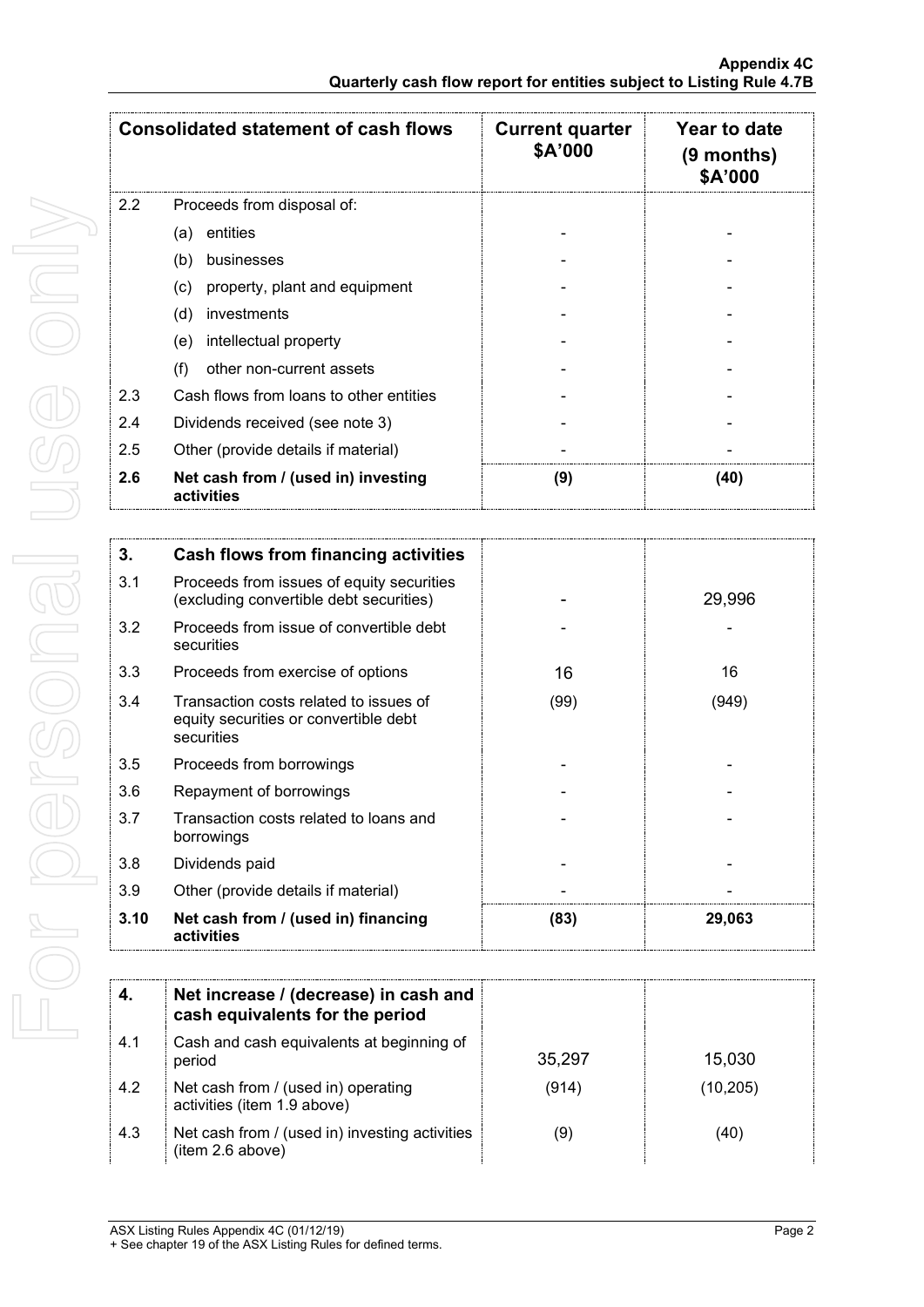| Consolidated statement of cash flows | | Current quarter \$A'000 | Year to date (9 months) \$A'000 |
|---|---|---|---|
| 2.2 | Proceeds from disposal of: | | |
| | (a) entities | - | - |
| | (b) businesses | - | - |
| | (c) property, plant and equipment | - | - |
| | (d) investments | - | - |
| | (e) intellectual property | - | - |
| | (f) other non-current assets | - | - |
| 2.3 | Cash flows from loans to other entities | - | - |
| 2.4 | Dividends received (see note 3) | - | - |
| 2.5 | Other (provide details if material) | - | - |
| **2.6** | **Net cash from / (used in) investing activities** | **(9)** | **(40)** |

| **3.** | **Cash flows from financing activities** | | |
|---|---|---|---|
| 3.1 | Proceeds from issues of equity securities (excluding convertible debt securities) | - | 29,996 |
| 3.2 | Proceeds from issue of convertible debt securities | - | - |
| 3.3 | Proceeds from exercise of options | 16 | 16 |
| 3.4 | Transaction costs related to issues of equity securities or convertible debt securities | (99) | (949) |
| 3.5 | Proceeds from borrowings | - | - |
| 3.6 | Repayment of borrowings | - | - |
| 3.7 | Transaction costs related to loans and borrowings | - | - |
| 3.8 | Dividends paid | - | - |
| 3.9 | Other (provide details if material) | - | - |
| **3.10** | **Net cash from / (used in) financing activities** | **(83)** | **29,063** |

| **4.** | **Net increase / (decrease) in cash and cash equivalents for the period** | | |
|---|---|---|---|
| 4.1 | Cash and cash equivalents at beginning of period | 35,297 | 15,030 |
| 4.2 | Net cash from / (used in) operating activities (item 1.9 above) | (914) | (10,205) |
| 4.3 | Net cash from / (used in) investing activities (item 2.6 above) | (9) | (40) |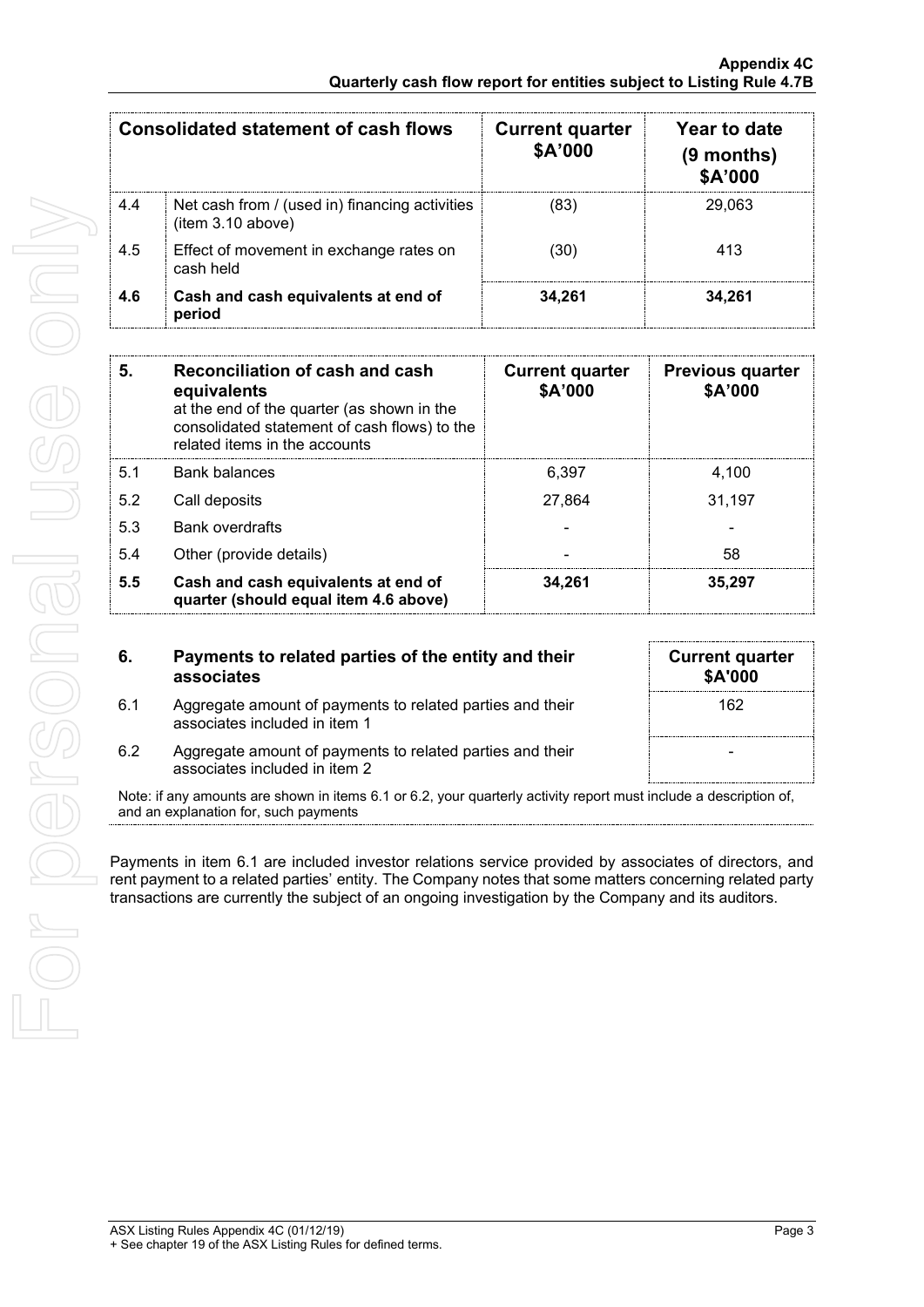| Consolidated statement of cash flows | | Current quarter $A'000 | Year to date (9 months) $A'000 |
|---|---|---|---|
| 4.4 | Net cash from / (used in) financing activities (item 3.10 above) | (83) | 29,063 |
| 4.5 | Effect of movement in exchange rates on cash held | (30) | 413 |
| **4.6** | **Cash and cash equivalents at end of period** | **34,261** | **34,261** |

| **5.** | **Reconciliation of cash and cash equivalents** at the end of the quarter (as shown in the consolidated statement of cash flows) to the related items in the accounts | **Current quarter $A'000** | **Previous quarter $A'000** |
|---|---|---|---|
| 5.1 | Bank balances | 6,397 | 4,100 |
| 5.2 | Call deposits | 27,864 | 31,197 |
| 5.3 | Bank overdrafts | - | - |
| 5.4 | Other (provide details) | - | 58 |
| **5.5** | **Cash and cash equivalents at end of quarter (should equal item 4.6 above)** | **34,261** | **35,297** |

| **6.** | **Payments to related parties of the entity and their associates** | **Current quarter $A'000** |
|---|---|---|
| 6.1 | Aggregate amount of payments to related parties and their associates included in item 1 | 162 |
| 6.2 | Aggregate amount of payments to related parties and their associates included in item 2 | - |

Note: if any amounts are shown in items 6.1 or 6.2, your quarterly activity report must include a description of, and an explanation for, such payments

Payments in item 6.1 are included investor relations service provided by associates of directors, and rent payment to a related parties' entity. The Company notes that some matters concerning related party transactions are currently the subject of an ongoing investigation by the Company and its auditors.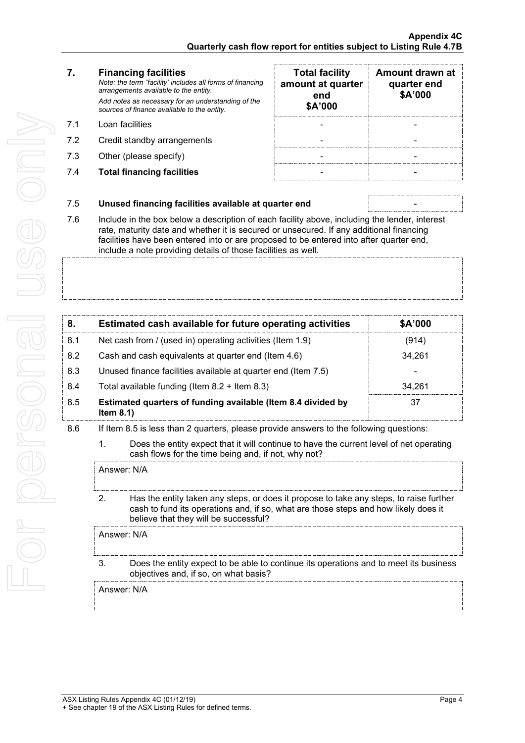| 7. | **Financing facilities**<br>*Note: the term "facility' includes all forms of financing arrangements available to the entity.*<br>*Add notes as necessary for an understanding of the sources of finance available to the entity.* | **Total facility amount at quarter end**<br>**$A'000** | **Amount drawn at quarter end**<br>**$A'000** |
|---|---|---|---|
| 7.1 | Loan facilities | - | - |
| 7.2 | Credit standby arrangements | - | - |
| 7.3 | Other (please specify) | - | - |
| 7.4 | **Total financing facilities** | - | - |

| | | |
|---|---|---|
| 7.5 | **Unused financing facilities available at quarter end** | - |

7.6 Include in the box below a description of each facility above, including the lender, interest rate, maturity date and whether it is secured or unsecured. If any additional financing facilities have been entered into or are proposed to be entered into after quarter end, include a note providing details of those facilities as well.

| 8. | **Estimated cash available for future operating activities** | **$A'000** |
|---|---|---|
| 8.1 | Net cash from / (used in) operating activities (Item 1.9) | (914) |
| 8.2 | Cash and cash equivalents at quarter end (Item 4.6) | 34,261 |
| 8.3 | Unused finance facilities available at quarter end (Item 7.5) | - |
| 8.4 | Total available funding (Item 8.2 + Item 8.3) | 34,261 |
| 8.5 | **Estimated quarters of funding available (Item 8.4 divided by Item 8.1)** | 37 |

8.6 If Item 8.5 is less than 2 quarters, please provide answers to the following questions:

1. Does the entity expect that it will continue to have the current level of net operating cash flows for the time being and, if not, why not?

   Answer: N/A

2. Has the entity taken any steps, or does it propose to take any steps, to raise further cash to fund its operations and, if so, what are those steps and how likely does it believe that they will be successful?

   Answer: N/A

3. Does the entity expect to be able to continue its operations and to meet its business objectives and, if so, on what basis?

   Answer: N/A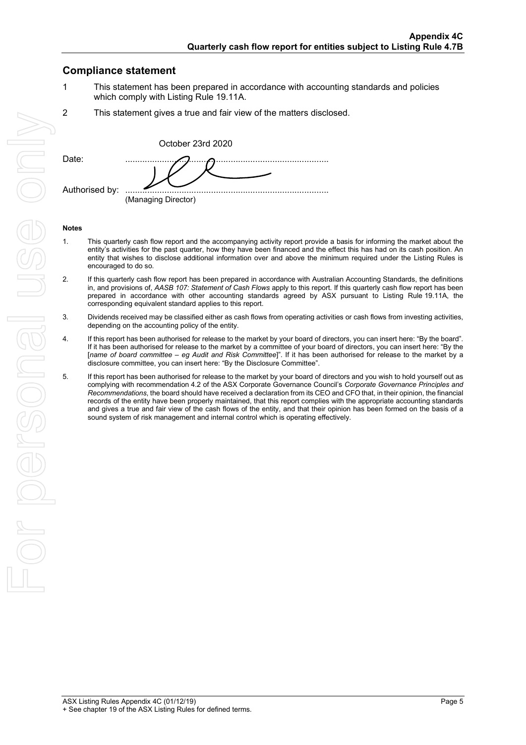## Compliance statement

1 This statement has been prepared in accordance with accounting standards and policies which comply with Listing Rule 19.11A.

2 This statement gives a true and fair view of the matters disclosed.

Date: October 23rd 2020

Authorised by: (Managing Director)

**Notes**

1. This quarterly cash flow report and the accompanying activity report provide a basis for informing the market about the entity's activities for the past quarter, how they have been financed and the effect this has had on its cash position. An entity that wishes to disclose additional information over and above the minimum required under the Listing Rules is encouraged to do so.
2. If this quarterly cash flow report has been prepared in accordance with Australian Accounting Standards, the definitions in, and provisions of, *AASB 107: Statement of Cash Flows* apply to this report. If this quarterly cash flow report has been prepared in accordance with other accounting standards agreed by ASX pursuant to Listing Rule 19.11A, the corresponding equivalent standard applies to this report.
3. Dividends received may be classified either as cash flows from operating activities or cash flows from investing activities, depending on the accounting policy of the entity.
4. If this report has been authorised for release to the market by your board of directors, you can insert here: "By the board". If it has been authorised for release to the market by a committee of your board of directors, you can insert here: "By the [*name of board committee – eg Audit and Risk Committee*]". If it has been authorised for release to the market by a disclosure committee, you can insert here: "By the Disclosure Committee".
5. If this report has been authorised for release to the market by your board of directors and you wish to hold yourself out as complying with recommendation 4.2 of the ASX Corporate Governance Council's *Corporate Governance Principles and Recommendations*, the board should have received a declaration from its CEO and CFO that, in their opinion, the financial records of the entity have been properly maintained, that this report complies with the appropriate accounting standards and gives a true and fair view of the cash flows of the entity, and that their opinion has been formed on the basis of a sound system of risk management and internal control which is operating effectively.